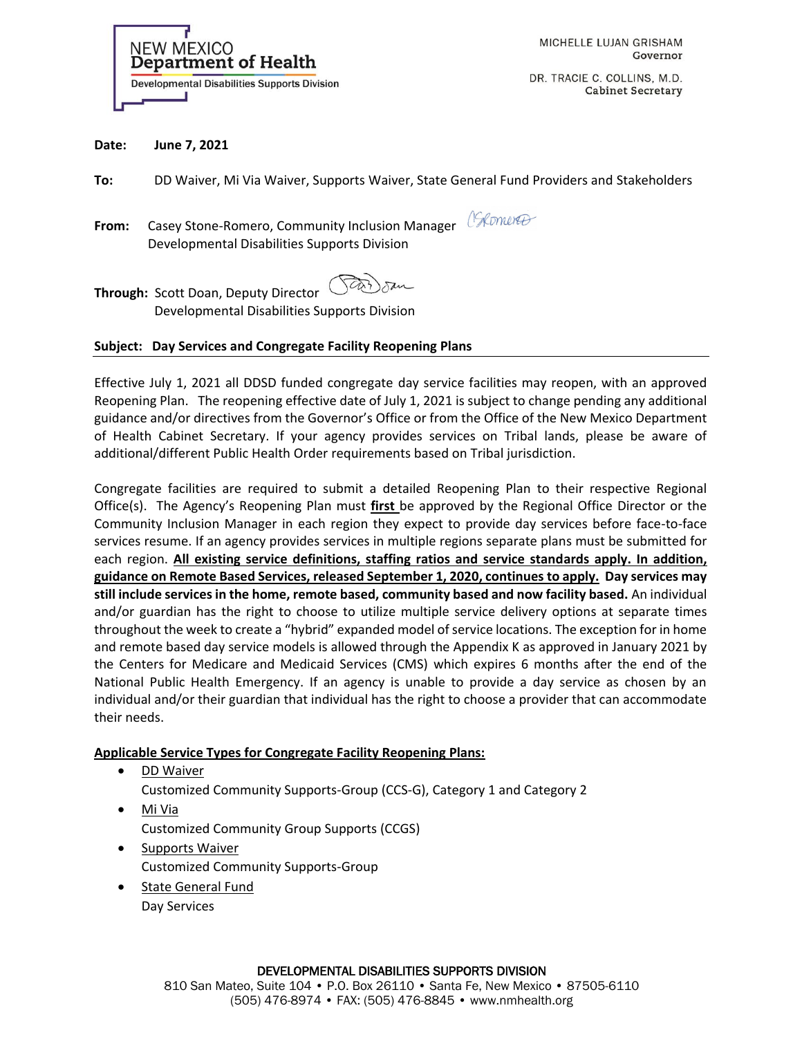NEW MEXICO
**Department of Health**
Developmental Disabilities Supports Division

MICHELLE LUJAN GRISHAM
Governor

DR. TRACIE C. COLLINS, M.D.
Cabinet Secretary

**Date:** **June 7, 2021**

**To:** DD Waiver, Mi Via Waiver, Supports Waiver, State General Fund Providers and Stakeholders

**From:** Casey Stone-Romero, Community Inclusion Manager
Developmental Disabilities Supports Division

**Through:** Scott Doan, Deputy Director
Developmental Disabilities Supports Division

**Subject: Day Services and Congregate Facility Reopening Plans**

---

Effective July 1, 2021 all DDSD funded congregate day service facilities may reopen, with an approved Reopening Plan. The reopening effective date of July 1, 2021 is subject to change pending any additional guidance and/or directives from the Governor's Office or from the Office of the New Mexico Department of Health Cabinet Secretary. If your agency provides services on Tribal lands, please be aware of additional/different Public Health Order requirements based on Tribal jurisdiction.

Congregate facilities are required to submit a detailed Reopening Plan to their respective Regional Office(s). The Agency's Reopening Plan must **first** be approved by the Regional Office Director or the Community Inclusion Manager in each region they expect to provide day services before face-to-face services resume. If an agency provides services in multiple regions separate plans must be submitted for each region. **All existing service definitions, staffing ratios and service standards apply. In addition, guidance on Remote Based Services, released September 1, 2020, continues to apply. Day services may still include services in the home, remote based, community based and now facility based.** An individual and/or guardian has the right to choose to utilize multiple service delivery options at separate times throughout the week to create a "hybrid" expanded model of service locations. The exception for in home and remote based day service models is allowed through the Appendix K as approved in January 2021 by the Centers for Medicare and Medicaid Services (CMS) which expires 6 months after the end of the National Public Health Emergency. If an agency is unable to provide a day service as chosen by an individual and/or their guardian that individual has the right to choose a provider that can accommodate their needs.

**Applicable Service Types for Congregate Facility Reopening Plans:**

- DD Waiver
  Customized Community Supports-Group (CCS-G), Category 1 and Category 2
- Mi Via
  Customized Community Group Supports (CCGS)
- Supports Waiver
  Customized Community Supports-Group
- State General Fund
  Day Services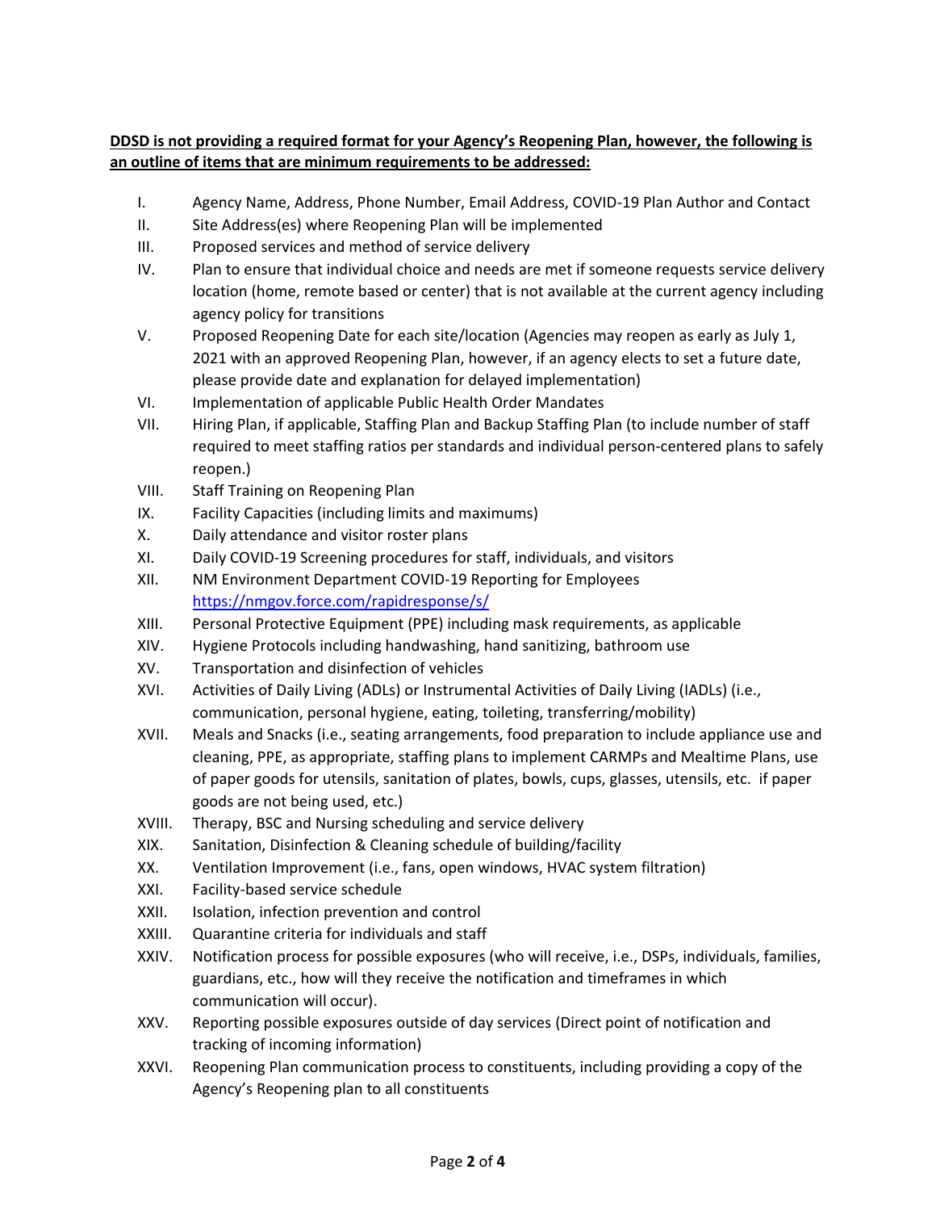**DDSD is not providing a required format for your Agency's Reopening Plan, however, the following is an outline of items that are minimum requirements to be addressed:**

- I. Agency Name, Address, Phone Number, Email Address, COVID-19 Plan Author and Contact
- II. Site Address(es) where Reopening Plan will be implemented
- III. Proposed services and method of service delivery
- IV. Plan to ensure that individual choice and needs are met if someone requests service delivery location (home, remote based or center) that is not available at the current agency including agency policy for transitions
- V. Proposed Reopening Date for each site/location (Agencies may reopen as early as July 1, 2021 with an approved Reopening Plan, however, if an agency elects to set a future date, please provide date and explanation for delayed implementation)
- VI. Implementation of applicable Public Health Order Mandates
- VII. Hiring Plan, if applicable, Staffing Plan and Backup Staffing Plan (to include number of staff required to meet staffing ratios per standards and individual person-centered plans to safely reopen.)
- VIII. Staff Training on Reopening Plan
- IX. Facility Capacities (including limits and maximums)
- X. Daily attendance and visitor roster plans
- XI. Daily COVID-19 Screening procedures for staff, individuals, and visitors
- XII. NM Environment Department COVID-19 Reporting for Employees https://nmgov.force.com/rapidresponse/s/
- XIII. Personal Protective Equipment (PPE) including mask requirements, as applicable
- XIV. Hygiene Protocols including handwashing, hand sanitizing, bathroom use
- XV. Transportation and disinfection of vehicles
- XVI. Activities of Daily Living (ADLs) or Instrumental Activities of Daily Living (IADLs) (i.e., communication, personal hygiene, eating, toileting, transferring/mobility)
- XVII. Meals and Snacks (i.e., seating arrangements, food preparation to include appliance use and cleaning, PPE, as appropriate, staffing plans to implement CARMPs and Mealtime Plans, use of paper goods for utensils, sanitation of plates, bowls, cups, glasses, utensils, etc. if paper goods are not being used, etc.)
- XVIII. Therapy, BSC and Nursing scheduling and service delivery
- XIX. Sanitation, Disinfection & Cleaning schedule of building/facility
- XX. Ventilation Improvement (i.e., fans, open windows, HVAC system filtration)
- XXI. Facility-based service schedule
- XXII. Isolation, infection prevention and control
- XXIII. Quarantine criteria for individuals and staff
- XXIV. Notification process for possible exposures (who will receive, i.e., DSPs, individuals, families, guardians, etc., how will they receive the notification and timeframes in which communication will occur).
- XXV. Reporting possible exposures outside of day services (Direct point of notification and tracking of incoming information)
- XXVI. Reopening Plan communication process to constituents, including providing a copy of the Agency's Reopening plan to all constituents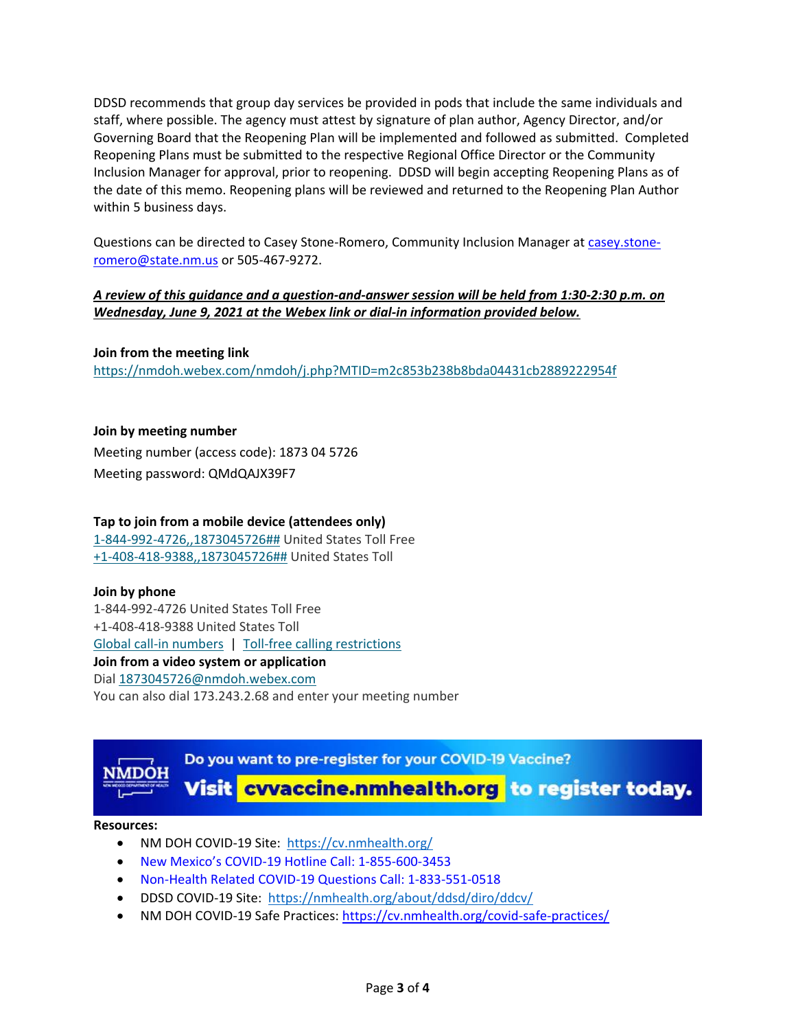DDSD recommends that group day services be provided in pods that include the same individuals and staff, where possible. The agency must attest by signature of plan author, Agency Director, and/or Governing Board that the Reopening Plan will be implemented and followed as submitted. Completed Reopening Plans must be submitted to the respective Regional Office Director or the Community Inclusion Manager for approval, prior to reopening. DDSD will begin accepting Reopening Plans as of the date of this memo. Reopening plans will be reviewed and returned to the Reopening Plan Author within 5 business days.

Questions can be directed to Casey Stone-Romero, Community Inclusion Manager at casey.stone-romero@state.nm.us or 505-467-9272.

***A review of this guidance and a question-and-answer session will be held from 1:30-2:30 p.m. on Wednesday, June 9, 2021 at the Webex link or dial-in information provided below.***

**Join from the meeting link**
https://nmdoh.webex.com/nmdoh/j.php?MTID=m2c853b238b8bda04431cb2889222954f

**Join by meeting number**
Meeting number (access code): 1873 04 5726
Meeting password: QMdQAJX39F7

**Tap to join from a mobile device (attendees only)**
1-844-992-4726,,1873045726## United States Toll Free
+1-408-418-9388,,1873045726## United States Toll

**Join by phone**
1-844-992-4726 United States Toll Free
+1-408-418-9388 United States Toll
Global call-in numbers | Toll-free calling restrictions

**Join from a video system or application**
Dial 1873045726@nmdoh.webex.com
You can also dial 173.243.2.68 and enter your meeting number

NMDOH — Do you want to pre-register for your COVID-19 Vaccine? Visit **cvvaccine.nmhealth.org** to register today.

**Resources:**

- NM DOH COVID-19 Site: https://cv.nmhealth.org/
- New Mexico's COVID-19 Hotline Call: 1-855-600-3453
- Non-Health Related COVID-19 Questions Call: 1-833-551-0518
- DDSD COVID-19 Site: https://nmhealth.org/about/ddsd/diro/ddcv/
- NM DOH COVID-19 Safe Practices: https://cv.nmhealth.org/covid-safe-practices/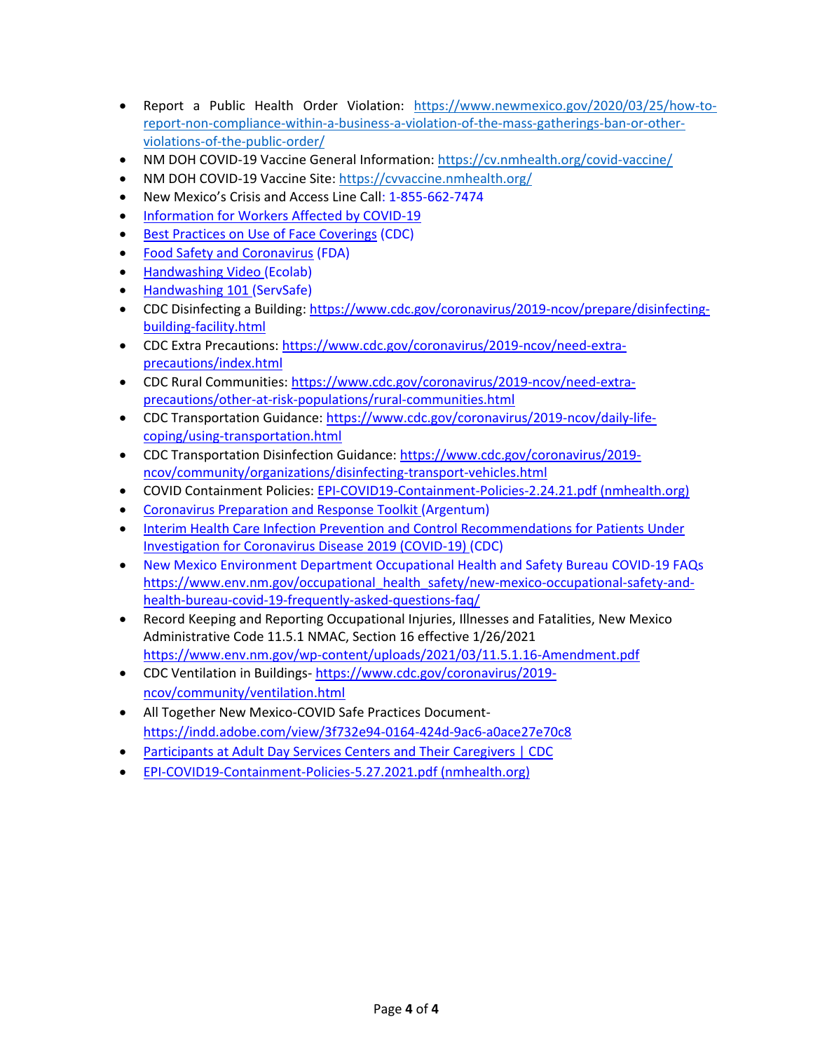- Report a Public Health Order Violation: https://www.newmexico.gov/2020/03/25/how-to-report-non-compliance-within-a-business-a-violation-of-the-mass-gatherings-ban-or-other-violations-of-the-public-order/
- NM DOH COVID-19 Vaccine General Information: https://cv.nmhealth.org/covid-vaccine/
- NM DOH COVID-19 Vaccine Site: https://cvvaccine.nmhealth.org/
- New Mexico's Crisis and Access Line Call: 1-855-662-7474
- Information for Workers Affected by COVID-19
- Best Practices on Use of Face Coverings (CDC)
- Food Safety and Coronavirus (FDA)
- Handwashing Video (Ecolab)
- Handwashing 101 (ServSafe)
- CDC Disinfecting a Building: https://www.cdc.gov/coronavirus/2019-ncov/prepare/disinfecting-building-facility.html
- CDC Extra Precautions: https://www.cdc.gov/coronavirus/2019-ncov/need-extra-precautions/index.html
- CDC Rural Communities: https://www.cdc.gov/coronavirus/2019-ncov/need-extra-precautions/other-at-risk-populations/rural-communities.html
- CDC Transportation Guidance: https://www.cdc.gov/coronavirus/2019-ncov/daily-life-coping/using-transportation.html
- CDC Transportation Disinfection Guidance: https://www.cdc.gov/coronavirus/2019-ncov/community/organizations/disinfecting-transport-vehicles.html
- COVID Containment Policies: EPI-COVID19-Containment-Policies-2.24.21.pdf (nmhealth.org)
- Coronavirus Preparation and Response Toolkit (Argentum)
- Interim Health Care Infection Prevention and Control Recommendations for Patients Under Investigation for Coronavirus Disease 2019 (COVID-19) (CDC)
- New Mexico Environment Department Occupational Health and Safety Bureau COVID-19 FAQs https://www.env.nm.gov/occupational_health_safety/new-mexico-occupational-safety-and-health-bureau-covid-19-frequently-asked-questions-faq/
- Record Keeping and Reporting Occupational Injuries, Illnesses and Fatalities, New Mexico Administrative Code 11.5.1 NMAC, Section 16 effective 1/26/2021 https://www.env.nm.gov/wp-content/uploads/2021/03/11.5.1.16-Amendment.pdf
- CDC Ventilation in Buildings- https://www.cdc.gov/coronavirus/2019-ncov/community/ventilation.html
- All Together New Mexico-COVID Safe Practices Document- https://indd.adobe.com/view/3f732e94-0164-424d-9ac6-a0ace27e70c8
- Participants at Adult Day Services Centers and Their Caregivers | CDC
- EPI-COVID19-Containment-Policies-5.27.2021.pdf (nmhealth.org)